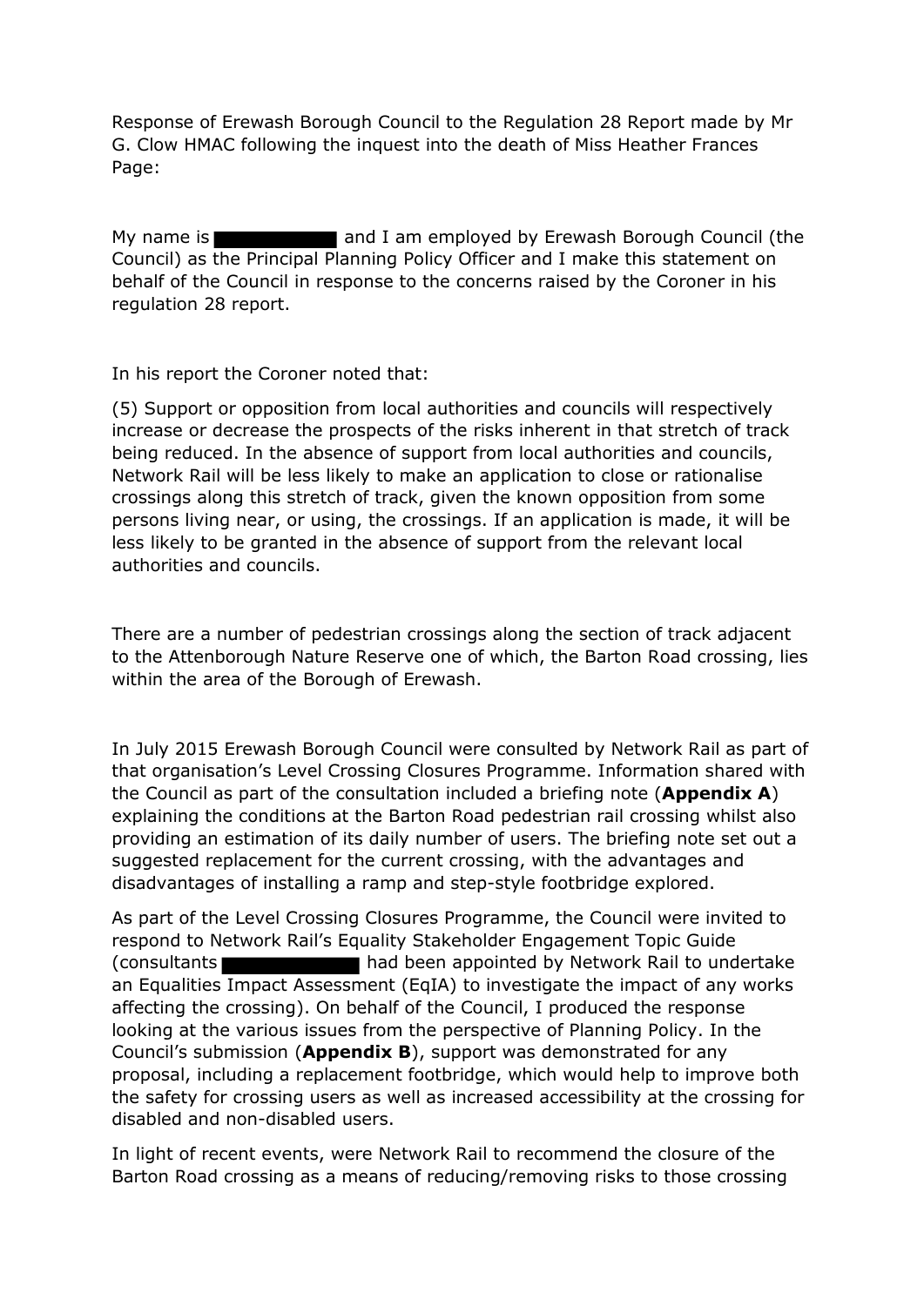Response of Erewash Borough Council to the Regulation 28 Report made by Mr G. Clow HMAC following the inquest into the death of Miss Heather Frances Page:

My name is ██████████ and I am employed by Erewash Borough Council (the Council) as the Principal Planning Policy Officer and I make this statement on behalf of the Council in response to the concerns raised by the Coroner in his regulation 28 report.

In his report the Coroner noted that:

(5) Support or opposition from local authorities and councils will respectively increase or decrease the prospects of the risks inherent in that stretch of track being reduced. In the absence of support from local authorities and councils, Network Rail will be less likely to make an application to close or rationalise crossings along this stretch of track, given the known opposition from some persons living near, or using, the crossings. If an application is made, it will be less likely to be granted in the absence of support from the relevant local authorities and councils.

There are a number of pedestrian crossings along the section of track adjacent to the Attenborough Nature Reserve one of which, the Barton Road crossing, lies within the area of the Borough of Erewash.

In July 2015 Erewash Borough Council were consulted by Network Rail as part of that organisation's Level Crossing Closures Programme. Information shared with the Council as part of the consultation included a briefing note (**Appendix A**) explaining the conditions at the Barton Road pedestrian rail crossing whilst also providing an estimation of its daily number of users. The briefing note set out a suggested replacement for the current crossing, with the advantages and disadvantages of installing a ramp and step-style footbridge explored.

As part of the Level Crossing Closures Programme, the Council were invited to respond to Network Rail's Equality Stakeholder Engagement Topic Guide (consultants ██████████ had been appointed by Network Rail to undertake an Equalities Impact Assessment (EqIA) to investigate the impact of any works affecting the crossing). On behalf of the Council, I produced the response looking at the various issues from the perspective of Planning Policy. In the Council's submission (**Appendix B**), support was demonstrated for any proposal, including a replacement footbridge, which would help to improve both the safety for crossing users as well as increased accessibility at the crossing for disabled and non-disabled users.

In light of recent events, were Network Rail to recommend the closure of the Barton Road crossing as a means of reducing/removing risks to those crossing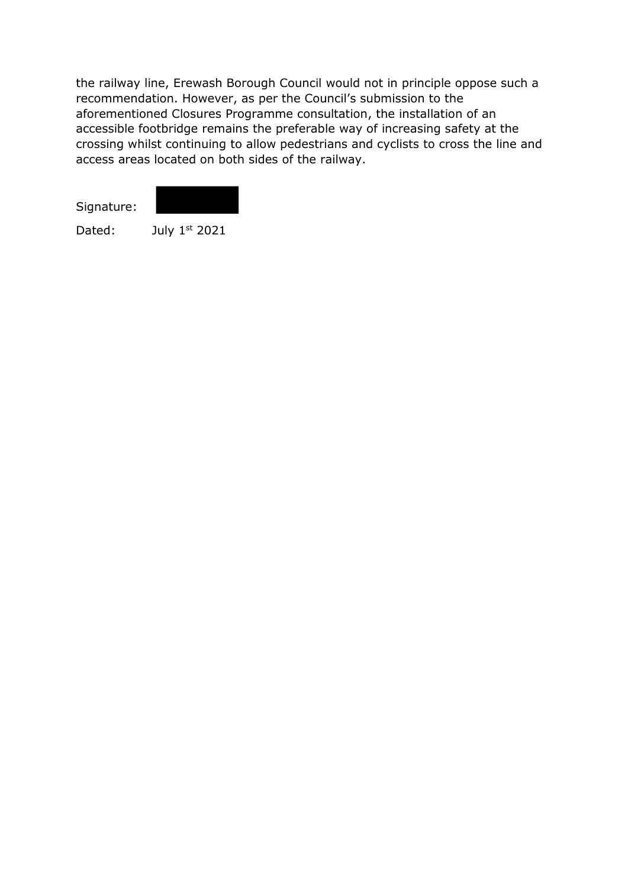the railway line, Erewash Borough Council would not in principle oppose such a recommendation. However, as per the Council's submission to the aforementioned Closures Programme consultation, the installation of an accessible footbridge remains the preferable way of increasing safety at the crossing whilst continuing to allow pedestrians and cyclists to cross the line and access areas located on both sides of the railway.

Signature:

Dated: July 1st 2021